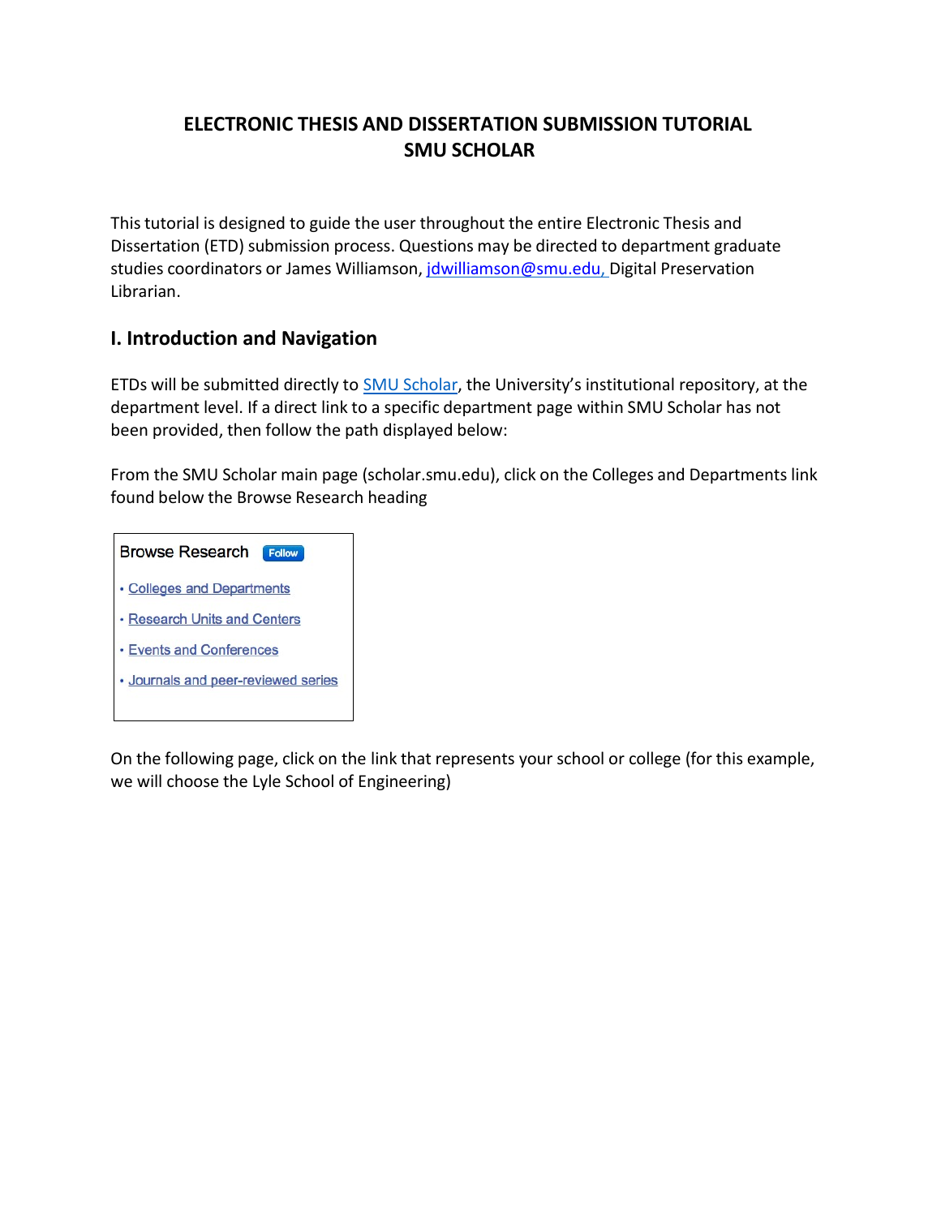# ELECTRONIC THESIS AND DISSERTATION SUBMISSION TUTORIAL
# SMU SCHOLAR

This tutorial is designed to guide the user throughout the entire Electronic Thesis and Dissertation (ETD) submission process. Questions may be directed to department graduate studies coordinators or James Williamson, jdwilliamson@smu.edu, Digital Preservation Librarian.

## I. Introduction and Navigation

ETDs will be submitted directly to SMU Scholar, the University's institutional repository, at the department level. If a direct link to a specific department page within SMU Scholar has not been provided, then follow the path displayed below:

From the SMU Scholar main page (scholar.smu.edu), click on the Colleges and Departments link found below the Browse Research heading

Browse Research Follow

- Colleges and Departments
- Research Units and Centers
- Events and Conferences
- Journals and peer-reviewed series

On the following page, click on the link that represents your school or college (for this example, we will choose the Lyle School of Engineering)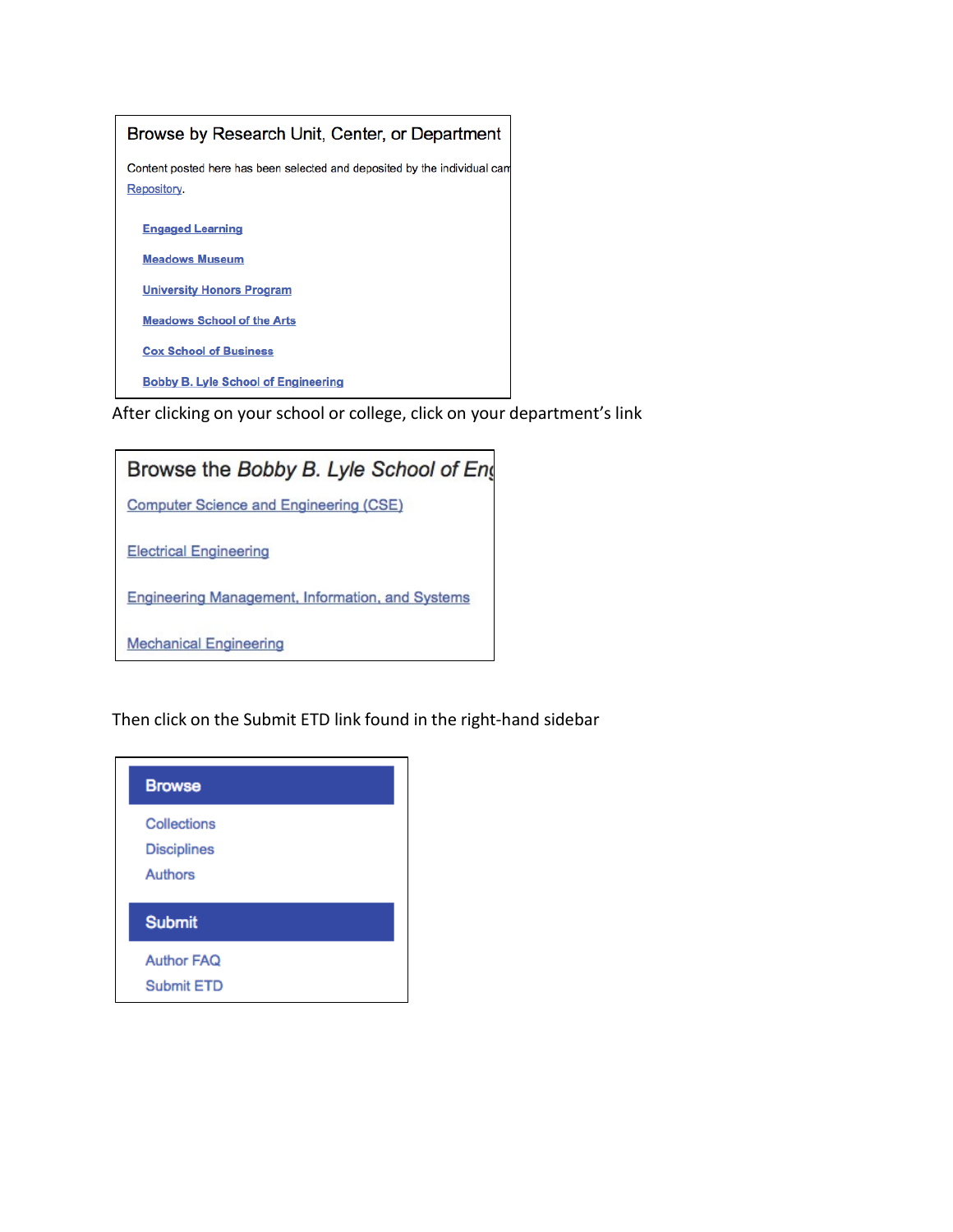## Browse by Research Unit, Center, or Department

Content posted here has been selected and deposited by the individual cam

Repository.

- Engaged Learning
- Meadows Museum
- University Honors Program
- Meadows School of the Arts
- Cox School of Business
- Bobby B. Lyle School of Engineering

After clicking on your school or college, click on your department's link

## Browse the *Bobby B. Lyle School of Eng*

- Computer Science and Engineering (CSE)
- Electrical Engineering
- Engineering Management, Information, and Systems
- Mechanical Engineering

Then click on the Submit ETD link found in the right-hand sidebar

**Browse**

- Collections
- Disciplines
- Authors

**Submit**

- Author FAQ
- Submit ETD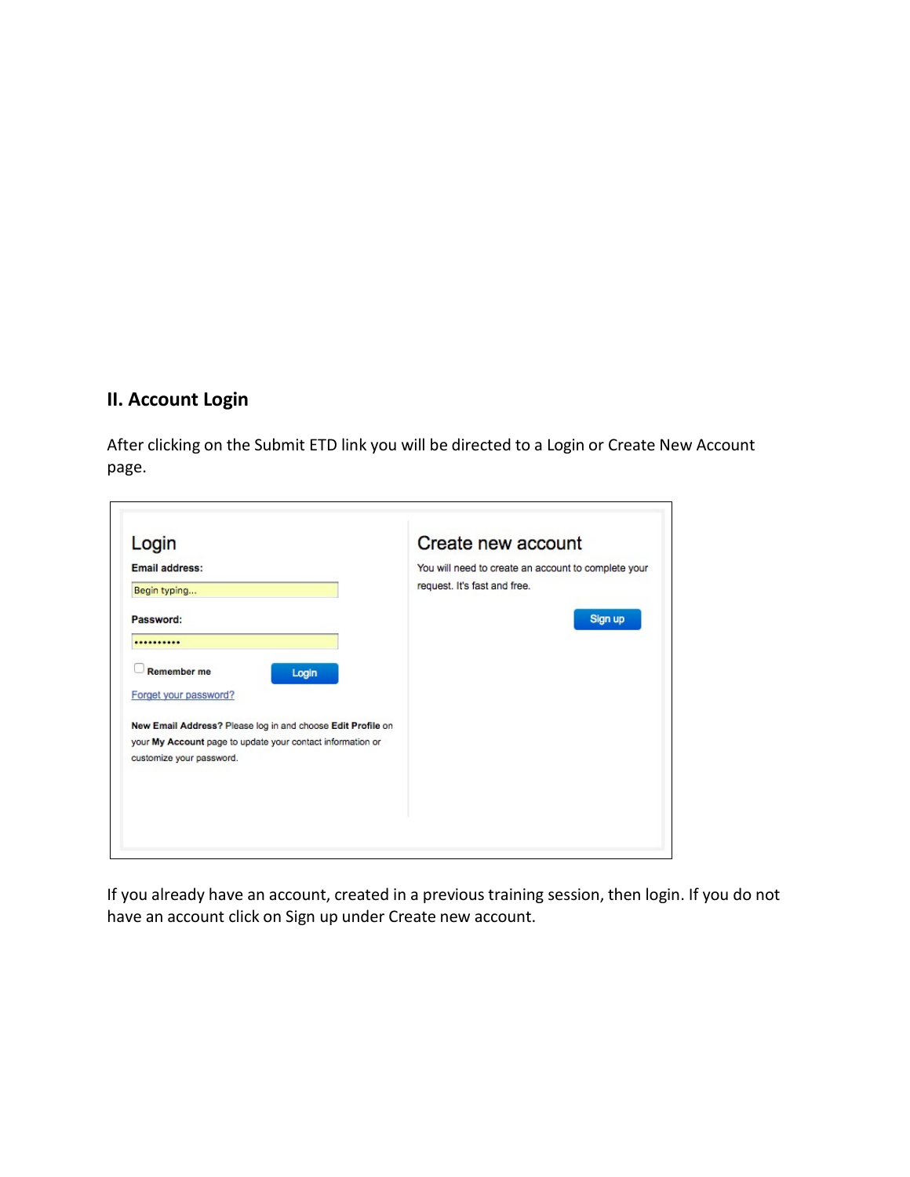## II. Account Login

After clicking on the Submit ETD link you will be directed to a Login or Create New Account page.

**Login**

**Email address:**

Begin typing...

**Password:**

••••••••••

Remember me

Login

Forget your password?

**New Email Address?** Please log in and choose **Edit Profile** on your **My Account** page to update your contact information or customize your password.

**Create new account**

You will need to create an account to complete your request. It's fast and free.

Sign up

If you already have an account, created in a previous training session, then login. If you do not have an account click on Sign up under Create new account.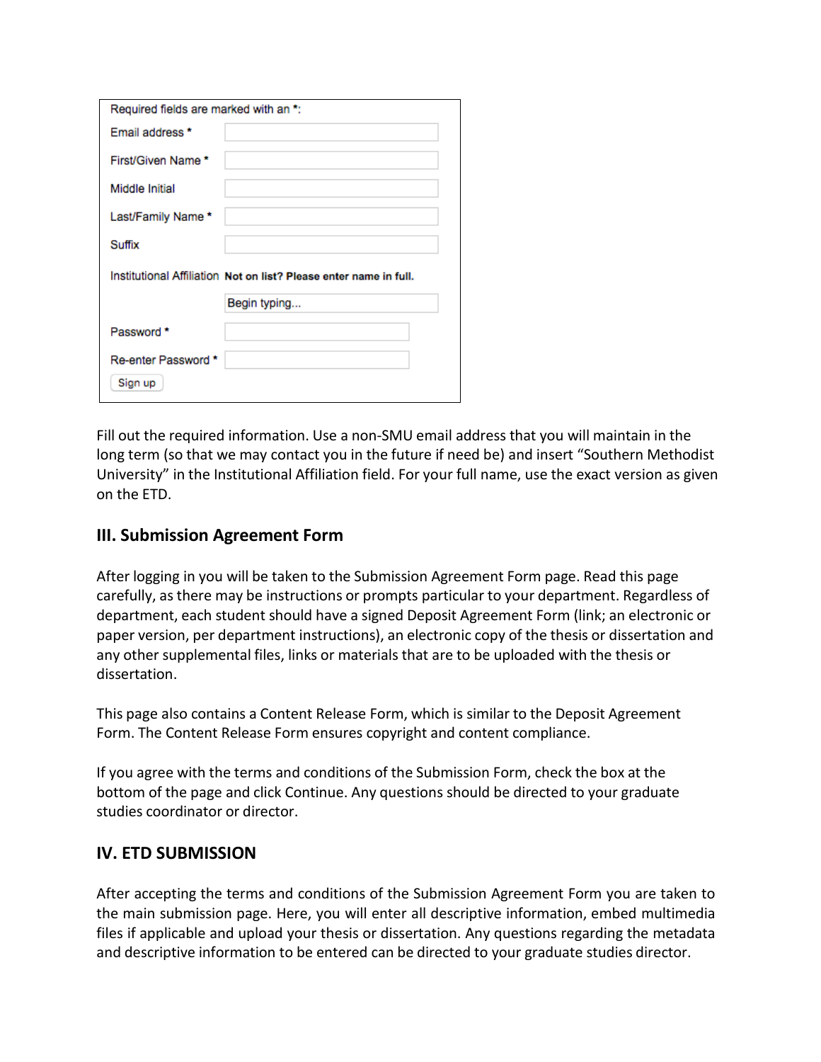Required fields are marked with an *:

| | |
|---|---|
| Email address * | |
| First/Given Name * | |
| Middle Initial | |
| Last/Family Name * | |
| Suffix | |
| Institutional Affiliation | **Not on list? Please enter name in full.** |
| | Begin typing... |
| Password * | |
| Re-enter Password * | |
| Sign up | |

Fill out the required information. Use a non-SMU email address that you will maintain in the long term (so that we may contact you in the future if need be) and insert "Southern Methodist University" in the Institutional Affiliation field. For your full name, use the exact version as given on the ETD.

## III. Submission Agreement Form

After logging in you will be taken to the Submission Agreement Form page. Read this page carefully, as there may be instructions or prompts particular to your department. Regardless of department, each student should have a signed Deposit Agreement Form (link; an electronic or paper version, per department instructions), an electronic copy of the thesis or dissertation and any other supplemental files, links or materials that are to be uploaded with the thesis or dissertation.

This page also contains a Content Release Form, which is similar to the Deposit Agreement Form. The Content Release Form ensures copyright and content compliance.

If you agree with the terms and conditions of the Submission Form, check the box at the bottom of the page and click Continue. Any questions should be directed to your graduate studies coordinator or director.

## IV. ETD SUBMISSION

After accepting the terms and conditions of the Submission Agreement Form you are taken to the main submission page. Here, you will enter all descriptive information, embed multimedia files if applicable and upload your thesis or dissertation. Any questions regarding the metadata and descriptive information to be entered can be directed to your graduate studies director.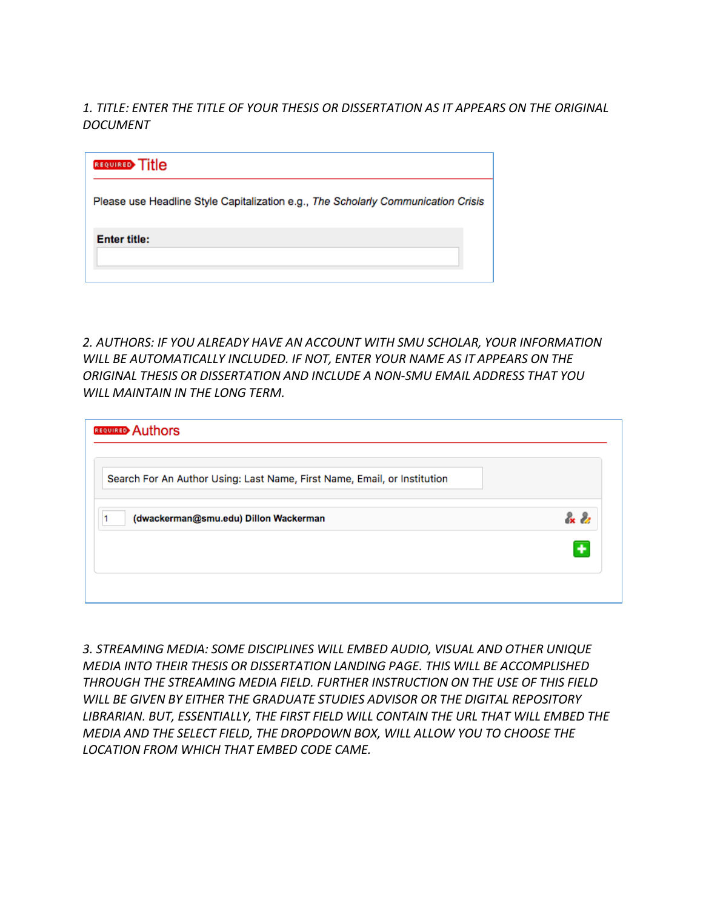*1. TITLE: ENTER THE TITLE OF YOUR THESIS OR DISSERTATION AS IT APPEARS ON THE ORIGINAL DOCUMENT*

REQUIRED **Title**

Please use Headline Style Capitalization e.g., *The Scholarly Communication Crisis*

**Enter title:**

*2. AUTHORS: IF YOU ALREADY HAVE AN ACCOUNT WITH SMU SCHOLAR, YOUR INFORMATION WILL BE AUTOMATICALLY INCLUDED. IF NOT, ENTER YOUR NAME AS IT APPEARS ON THE ORIGINAL THESIS OR DISSERTATION AND INCLUDE A NON-SMU EMAIL ADDRESS THAT YOU WILL MAINTAIN IN THE LONG TERM.*

REQUIRED **Authors**

Search For An Author Using: Last Name, First Name, Email, or Institution

1 **(dwackerman@smu.edu) Dillon Wackerman**

*3. STREAMING MEDIA: SOME DISCIPLINES WILL EMBED AUDIO, VISUAL AND OTHER UNIQUE MEDIA INTO THEIR THESIS OR DISSERTATION LANDING PAGE. THIS WILL BE ACCOMPLISHED THROUGH THE STREAMING MEDIA FIELD. FURTHER INSTRUCTION ON THE USE OF THIS FIELD WILL BE GIVEN BY EITHER THE GRADUATE STUDIES ADVISOR OR THE DIGITAL REPOSITORY LIBRARIAN. BUT, ESSENTIALLY, THE FIRST FIELD WILL CONTAIN THE URL THAT WILL EMBED THE MEDIA AND THE SELECT FIELD, THE DROPDOWN BOX, WILL ALLOW YOU TO CHOOSE THE LOCATION FROM WHICH THAT EMBED CODE CAME.*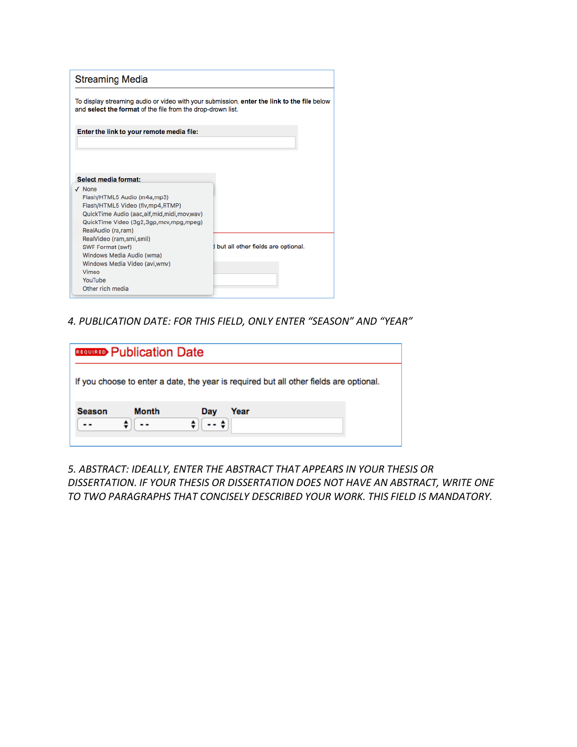## Streaming Media

To display streaming audio or video with your submission, **enter the link to the file** below and **select the format** of the file from the drop-drown list.

**Enter the link to your remote media file:**

**Select media format:**

- ✓ None
- Flash/HTML5 Audio (m4a,mp3)
- Flash/HTML5 Video (flv,mp4,RTMP)
- QuickTime Audio (aac,aif,mid,midi,mov,wav)
- QuickTime Video (3g2,3gp,mov,mpg,mpeg)
- RealAudio (ra,ram)
- RealVideo (ram,smi,smil)
- SWF Format (swf)
- Windows Media Audio (wma)
- Windows Media Video (avi,wmv)
- Vimeo
- YouTube
- Other rich media

*4. PUBLICATION DATE: FOR THIS FIELD, ONLY ENTER "SEASON" AND "YEAR"*

## REQUIRED Publication Date

If you choose to enter a date, the year is required but all other fields are optional.

| Season | Month | Day | Year |
|---|---|---|---|
| -- | -- | -- | |

*5. ABSTRACT: IDEALLY, ENTER THE ABSTRACT THAT APPEARS IN YOUR THESIS OR DISSERTATION. IF YOUR THESIS OR DISSERTATION DOES NOT HAVE AN ABSTRACT, WRITE ONE TO TWO PARAGRAPHS THAT CONCISELY DESCRIBED YOUR WORK. THIS FIELD IS MANDATORY.*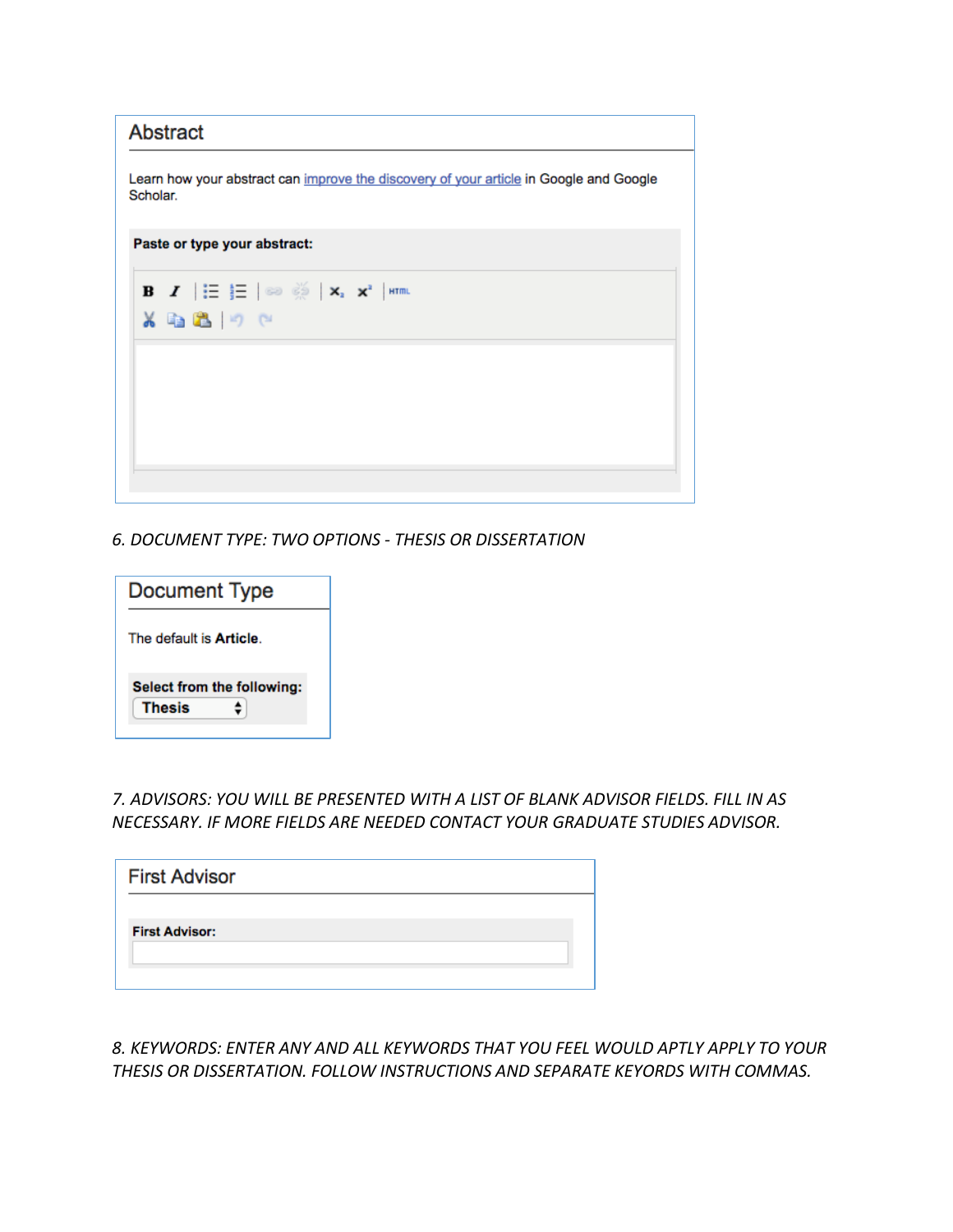Abstract

Learn how your abstract can improve the discovery of your article in Google and Google Scholar.

**Paste or type your abstract:**

*6. DOCUMENT TYPE: TWO OPTIONS - THESIS OR DISSERTATION*

Document Type

The default is **Article**.

**Select from the following:**
Thesis

*7. ADVISORS: YOU WILL BE PRESENTED WITH A LIST OF BLANK ADVISOR FIELDS. FILL IN AS NECESSARY. IF MORE FIELDS ARE NEEDED CONTACT YOUR GRADUATE STUDIES ADVISOR.*

First Advisor

**First Advisor:**

*8. KEYWORDS: ENTER ANY AND ALL KEYWORDS THAT YOU FEEL WOULD APTLY APPLY TO YOUR THESIS OR DISSERTATION. FOLLOW INSTRUCTIONS AND SEPARATE KEYORDS WITH COMMAS.*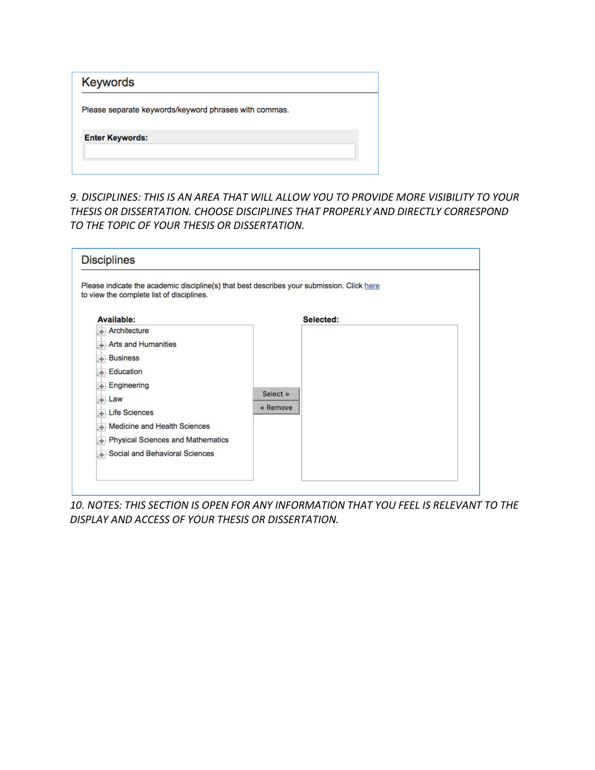## Keywords

Please separate keywords/keyword phrases with commas.

**Enter Keywords:**

*9. DISCIPLINES: THIS IS AN AREA THAT WILL ALLOW YOU TO PROVIDE MORE VISIBILITY TO YOUR THESIS OR DISSERTATION. CHOOSE DISCIPLINES THAT PROPERLY AND DIRECTLY CORRESPOND TO THE TOPIC OF YOUR THESIS OR DISSERTATION.*

## Disciplines

Please indicate the academic discipline(s) that best describes your submission. Click here to view the complete list of disciplines.

**Available:**

- Architecture
- Arts and Humanities
- Business
- Education
- Engineering
- Law
- Life Sciences
- Medicine and Health Sciences
- Physical Sciences and Mathematics
- Social and Behavioral Sciences

Select »

« Remove

**Selected:**

*10. NOTES: THIS SECTION IS OPEN FOR ANY INFORMATION THAT YOU FEEL IS RELEVANT TO THE DISPLAY AND ACCESS OF YOUR THESIS OR DISSERTATION.*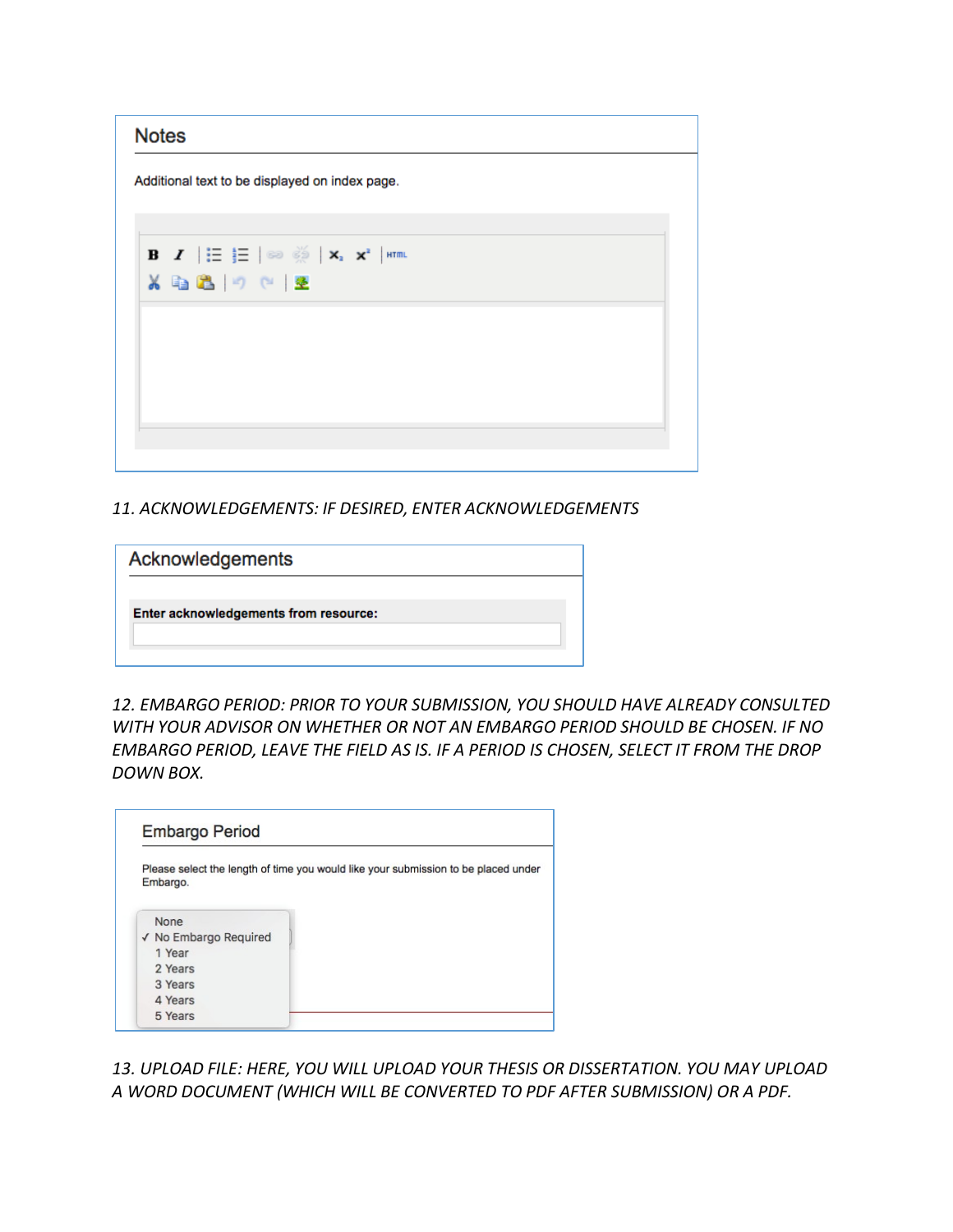Notes

Additional text to be displayed on index page.

*11. ACKNOWLEDGEMENTS: IF DESIRED, ENTER ACKNOWLEDGEMENTS*

Acknowledgements

**Enter acknowledgements from resource:**

*12. EMBARGO PERIOD: PRIOR TO YOUR SUBMISSION, YOU SHOULD HAVE ALREADY CONSULTED WITH YOUR ADVISOR ON WHETHER OR NOT AN EMBARGO PERIOD SHOULD BE CHOSEN. IF NO EMBARGO PERIOD, LEAVE THE FIELD AS IS. IF A PERIOD IS CHOSEN, SELECT IT FROM THE DROP DOWN BOX.*

Embargo Period

Please select the length of time you would like your submission to be placed under Embargo.

- None
- ✓ No Embargo Required
- 1 Year
- 2 Years
- 3 Years
- 4 Years
- 5 Years

*13. UPLOAD FILE: HERE, YOU WILL UPLOAD YOUR THESIS OR DISSERTATION. YOU MAY UPLOAD A WORD DOCUMENT (WHICH WILL BE CONVERTED TO PDF AFTER SUBMISSION) OR A PDF.*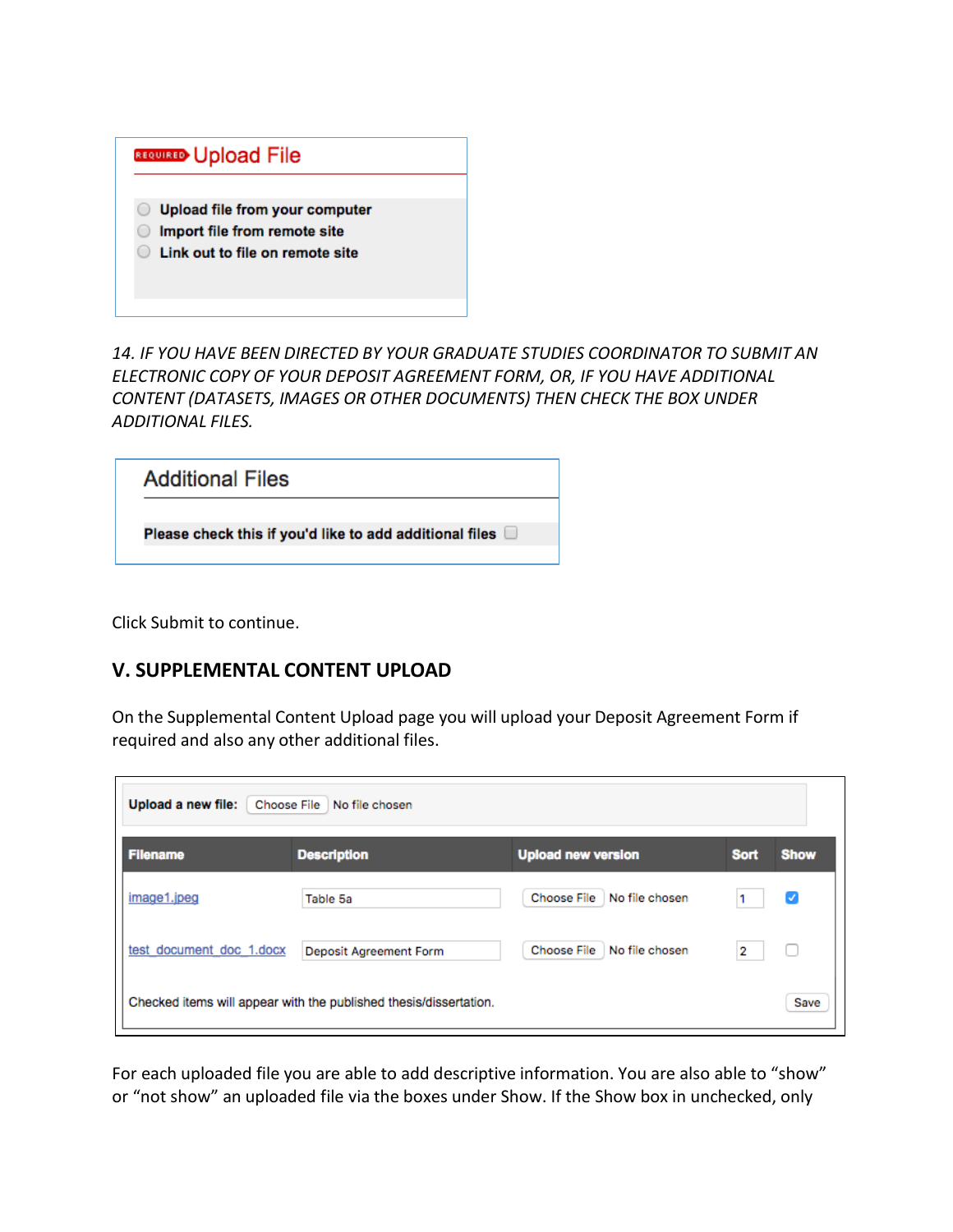REQUIRED **Upload File**

- Upload file from your computer
- Import file from remote site
- Link out to file on remote site

*14. IF YOU HAVE BEEN DIRECTED BY YOUR GRADUATE STUDIES COORDINATOR TO SUBMIT AN ELECTRONIC COPY OF YOUR DEPOSIT AGREEMENT FORM, OR, IF YOU HAVE ADDITIONAL CONTENT (DATASETS, IMAGES OR OTHER DOCUMENTS) THEN CHECK THE BOX UNDER ADDITIONAL FILES.*

**Additional Files**

Please check this if you'd like to add additional files ☐

Click Submit to continue.

## V. SUPPLEMENTAL CONTENT UPLOAD

On the Supplemental Content Upload page you will upload your Deposit Agreement Form if required and also any other additional files.

**Upload a new file:** Choose File No file chosen

| Filename | Description | Upload new version | Sort | Show |
|---|---|---|---|---|
| image1.jpeg | Table 5a | Choose File No file chosen | 1 | ☑ |
| test_document_doc_1.docx | Deposit Agreement Form | Choose File No file chosen | 2 | ☐ |

Checked items will appear with the published thesis/dissertation. Save

For each uploaded file you are able to add descriptive information. You are also able to "show" or "not show" an uploaded file via the boxes under Show. If the Show box in unchecked, only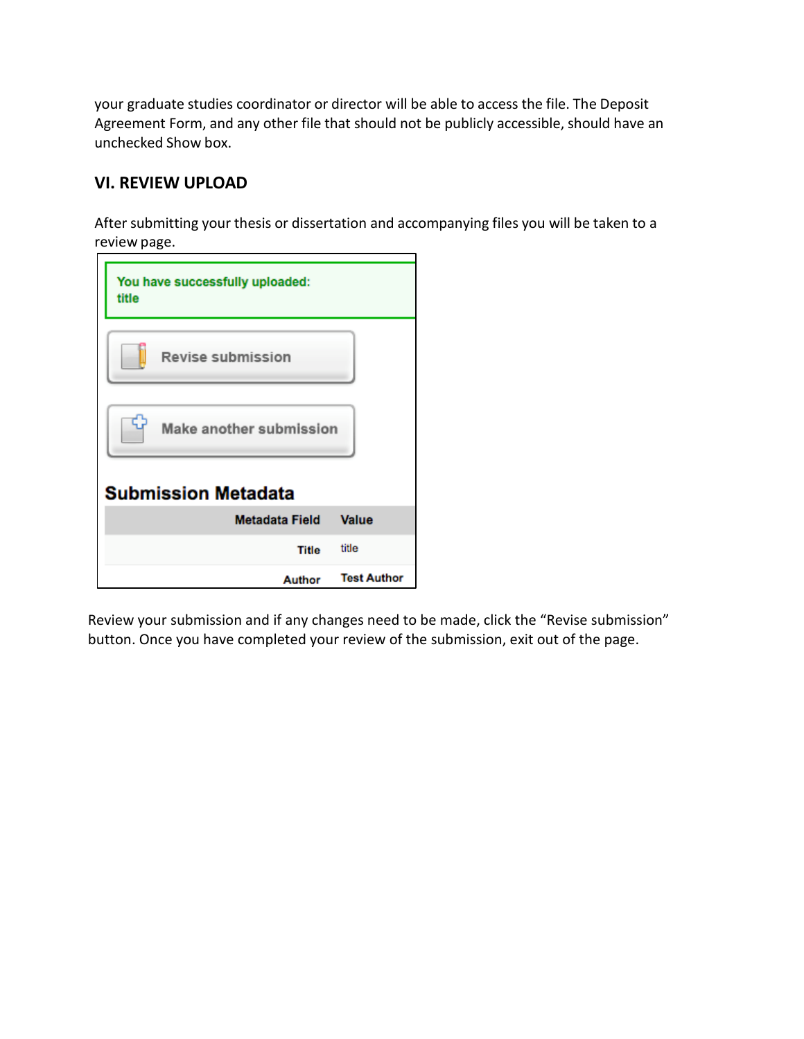your graduate studies coordinator or director will be able to access the file. The Deposit Agreement Form, and any other file that should not be publicly accessible, should have an unchecked Show box.

## VI. REVIEW UPLOAD

After submitting your thesis or dissertation and accompanying files you will be taken to a review page.

You have successfully uploaded:
title

Revise submission

Make another submission

**Submission Metadata**

| Metadata Field | Value |
| --- | --- |
| Title | title |
| Author | Test Author |

Review your submission and if any changes need to be made, click the “Revise submission” button. Once you have completed your review of the submission, exit out of the page.